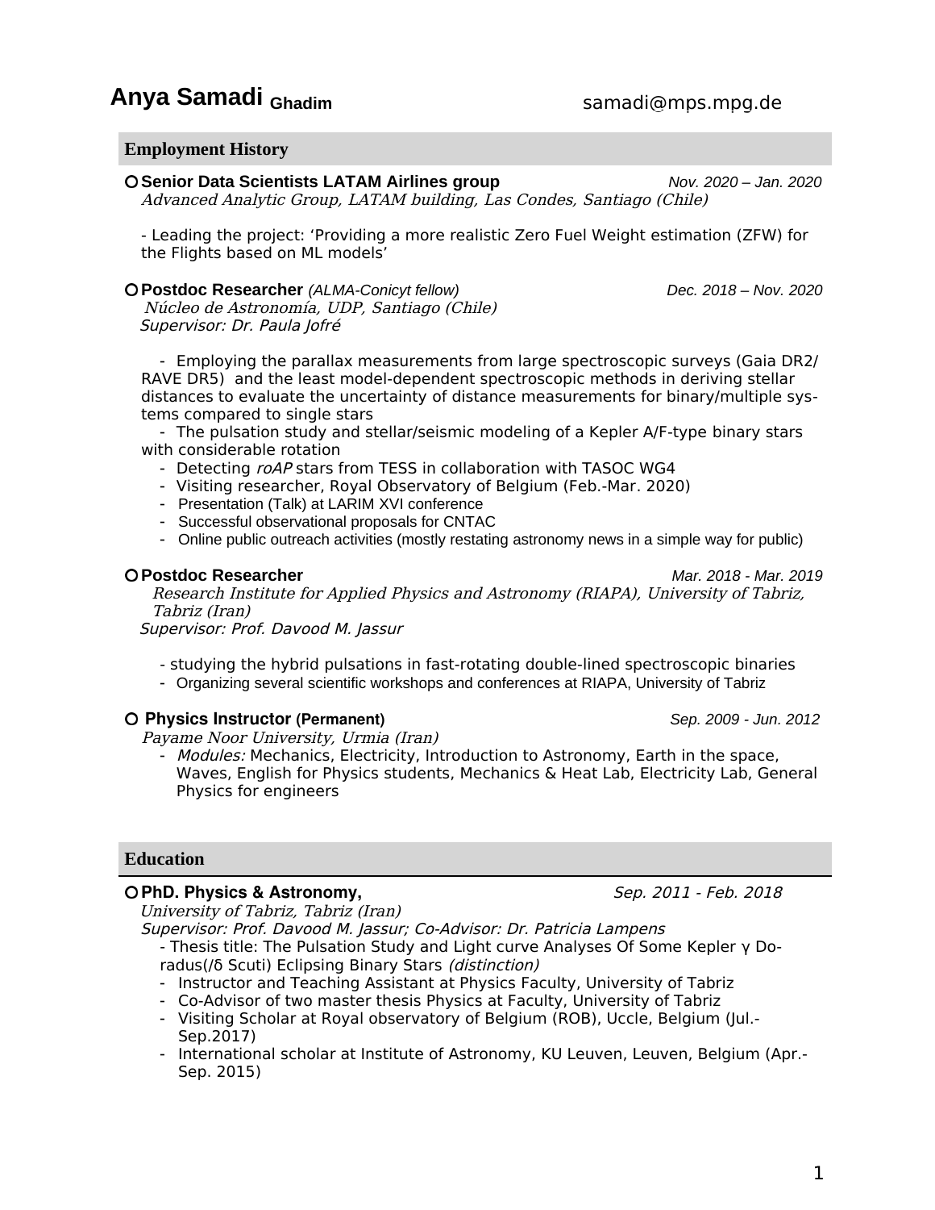# Anya Samadi Ghadim

samadi@mps.mpg.de

## Employment History

○ **Senior Data Scientists LATAM Airlines group** *Nov. 2020 – Jan. 2020*
*Advanced Analytic Group, LATAM building, Las Condes, Santiago (Chile)*

- Leading the project: 'Providing a more realistic Zero Fuel Weight estimation (ZFW) for the Flights based on ML models'

○ **Postdoc Researcher** *(ALMA-Conicyt fellow)* *Dec. 2018 – Nov. 2020*
*Núcleo de Astronomía, UDP, Santiago (Chile)*
*Supervisor: Dr. Paula Jofré*

- Employing the parallax measurements from large spectroscopic surveys (Gaia DR2/ RAVE DR5) and the least model-dependent spectroscopic methods in deriving stellar distances to evaluate the uncertainty of distance measurements for binary/multiple systems compared to single stars
- The pulsation study and stellar/seismic modeling of a Kepler A/F-type binary stars with considerable rotation
- Detecting *roAP* stars from TESS in collaboration with TASOC WG4
- Visiting researcher, Royal Observatory of Belgium (Feb.-Mar. 2020)
- Presentation (Talk) at LARIM XVI conference
- Successful observational proposals for CNTAC
- Online public outreach activities (mostly restating astronomy news in a simple way for public)

○ **Postdoc Researcher** *Mar. 2018 - Mar. 2019*
*Research Institute for Applied Physics and Astronomy (RIAPA), University of Tabriz, Tabriz (Iran)*
*Supervisor: Prof. Davood M. Jassur*

- studying the hybrid pulsations in fast-rotating double-lined spectroscopic binaries
- Organizing several scientific workshops and conferences at RIAPA, University of Tabriz

○ **Physics Instructor (Permanent)** *Sep. 2009 - Jun. 2012*
*Payame Noor University, Urmia (Iran)*

- *Modules:* Mechanics, Electricity, Introduction to Astronomy, Earth in the space, Waves, English for Physics students, Mechanics & Heat Lab, Electricity Lab, General Physics for engineers

## Education

○ **PhD. Physics & Astronomy,** *Sep. 2011 - Feb. 2018*
*University of Tabriz, Tabriz (Iran)*
*Supervisor: Prof. Davood M. Jassur; Co-Advisor: Dr. Patricia Lampens*

- Thesis title: The Pulsation Study and Light curve Analyses Of Some Kepler γ Doradus(/δ Scuti) Eclipsing Binary Stars *(distinction)*
- Instructor and Teaching Assistant at Physics Faculty, University of Tabriz
- Co-Advisor of two master thesis Physics at Faculty, University of Tabriz
- Visiting Scholar at Royal observatory of Belgium (ROB), Uccle, Belgium (Jul.-Sep.2017)
- International scholar at Institute of Astronomy, KU Leuven, Leuven, Belgium (Apr.-Sep. 2015)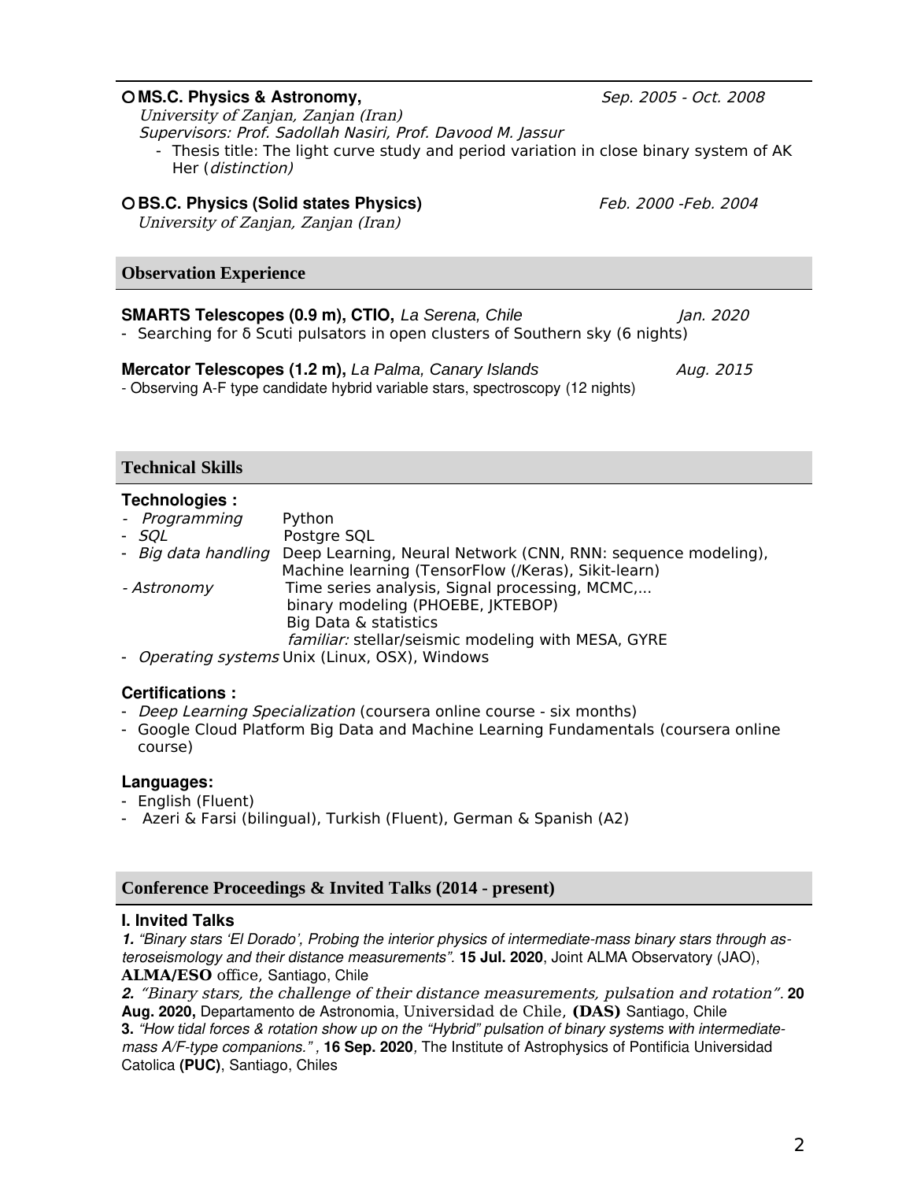- **MS.C. Physics & Astronomy,** *Sep. 2005 - Oct. 2008*
  *University of Zanjan, Zanjan (Iran)*
  *Supervisors: Prof. Sadollah Nasiri, Prof. Davood M. Jassur*
    - Thesis title: The light curve study and period variation in close binary system of AK Her (*distinction)*

- **BS.C. Physics (Solid states Physics)** *Feb. 2000 -Feb. 2004*
  *University of Zanjan, Zanjan (Iran)*

## Observation Experience

**SMARTS Telescopes (0.9 m), CTIO,** *La Serena, Chile* *Jan. 2020*
- Searching for δ Scuti pulsators in open clusters of Southern sky (6 nights)

**Mercator Telescopes (1.2 m),** *La Palma, Canary Islands* *Aug. 2015*
- Observing A-F type candidate hybrid variable stars, spectroscopy (12 nights)

## Technical Skills

**Technologies :**

- *Programming* Python
- *SQL* Postgre SQL
- *Big data handling* Deep Learning, Neural Network (CNN, RNN: sequence modeling), Machine learning (TensorFlow (/Keras), Sikit-learn)
- *Astronomy* Time series analysis, Signal processing, MCMC,...
  binary modeling (PHOEBE, JKTEBOP)
  Big Data & statistics
  *familiar:* stellar/seismic modeling with MESA, GYRE
- *Operating systems* Unix (Linux, OSX), Windows

**Certifications :**

- *Deep Learning Specialization* (coursera online course - six months)
- Google Cloud Platform Big Data and Machine Learning Fundamentals (coursera online course)

**Languages:**

- English (Fluent)
- Azeri & Farsi (bilingual), Turkish (Fluent), German & Spanish (A2)

## Conference Proceedings & Invited Talks (2014 - present)

**I. Invited Talks**

***1.*** *"Binary stars 'El Dorado', Probing the interior physics of intermediate-mass binary stars through asteroseismology and their distance measurements".* **15 Jul. 2020**, Joint ALMA Observatory (JAO), **ALMA/ESO** office, Santiago, Chile
***2.*** *"Binary stars, the challenge of their distance measurements, pulsation and rotation".* **20 Aug. 2020,** Departamento de Astronomia, Universidad de Chile, **(DAS)** Santiago, Chile
**3.** *"How tidal forces & rotation show up on the "Hybrid" pulsation of binary systems with intermediate-mass A/F-type companions."* , **16 Sep. 2020**, The Institute of Astrophysics of Pontificia Universidad Catolica **(PUC)**, Santiago, Chiles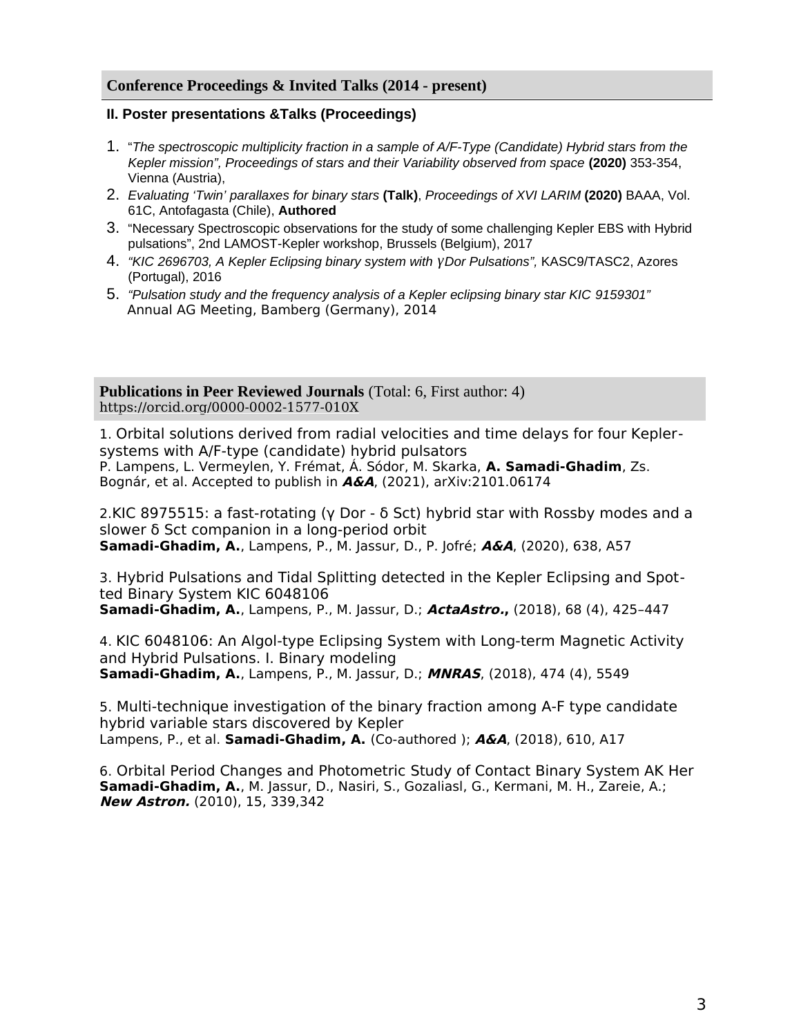## Conference Proceedings & Invited Talks (2014 - present)

### II. Poster presentations &Talks (Proceedings)

1. "*The spectroscopic multiplicity fraction in a sample of A/F-Type (Candidate) Hybrid stars from the Kepler mission", Proceedings of stars and their Variability observed from space* **(2020)** 353-354, Vienna (Austria),
2. *Evaluating 'Twin' parallaxes for binary stars* **(Talk)**, *Proceedings of XVI LARIM* **(2020)** BAAA, Vol. 61C, Antofagasta (Chile), **Authored**
3. "Necessary Spectroscopic observations for the study of some challenging Kepler EBS with Hybrid pulsations", 2nd LAMOST-Kepler workshop, Brussels (Belgium), 2017
4. *"KIC 2696703, A Kepler Eclipsing binary system with γDor Pulsations",* KASC9/TASC2, Azores (Portugal), 2016
5. *"Pulsation study and the frequency analysis of a Kepler eclipsing binary star KIC 9159301"* Annual AG Meeting, Bamberg (Germany), 2014

## Publications in Peer Reviewed Journals (Total: 6, First author: 4)

https://orcid.org/0000-0002-1577-010X

1. Orbital solutions derived from radial velocities and time delays for four Kepler-systems with A/F-type (candidate) hybrid pulsators
P. Lampens, L. Vermeylen, Y. Frémat, Á. Sódor, M. Skarka, **A. Samadi-Ghadim**, Zs. Bognár, et al. Accepted to publish in ***A&A***, (2021), arXiv:2101.06174

2. KIC 8975515: a fast-rotating (γ Dor - δ Sct) hybrid star with Rossby modes and a slower δ Sct companion in a long-period orbit
**Samadi-Ghadim, A.**, Lampens, P., M. Jassur, D., P. Jofré; ***A&A***, (2020), 638, A57

3. Hybrid Pulsations and Tidal Splitting detected in the Kepler Eclipsing and Spotted Binary System KIC 6048106
**Samadi-Ghadim, A.**, Lampens, P., M. Jassur, D.; ***ActaAstro.,*** (2018), 68 (4), 425–447

4. KIC 6048106: An Algol-type Eclipsing System with Long-term Magnetic Activity and Hybrid Pulsations. I. Binary modeling
**Samadi-Ghadim, A.**, Lampens, P., M. Jassur, D.; ***MNRAS***, (2018), 474 (4), 5549

5. Multi-technique investigation of the binary fraction among A-F type candidate hybrid variable stars discovered by Kepler
Lampens, P., et al. **Samadi-Ghadim, A.** (Co-authored ); ***A&A***, (2018), 610, A17

6. Orbital Period Changes and Photometric Study of Contact Binary System AK Her
**Samadi-Ghadim, A.**, M. Jassur, D., Nasiri, S., Gozaliasl, G., Kermani, M. H., Zareie, A.; ***New Astron.*** (2010), 15, 339,342